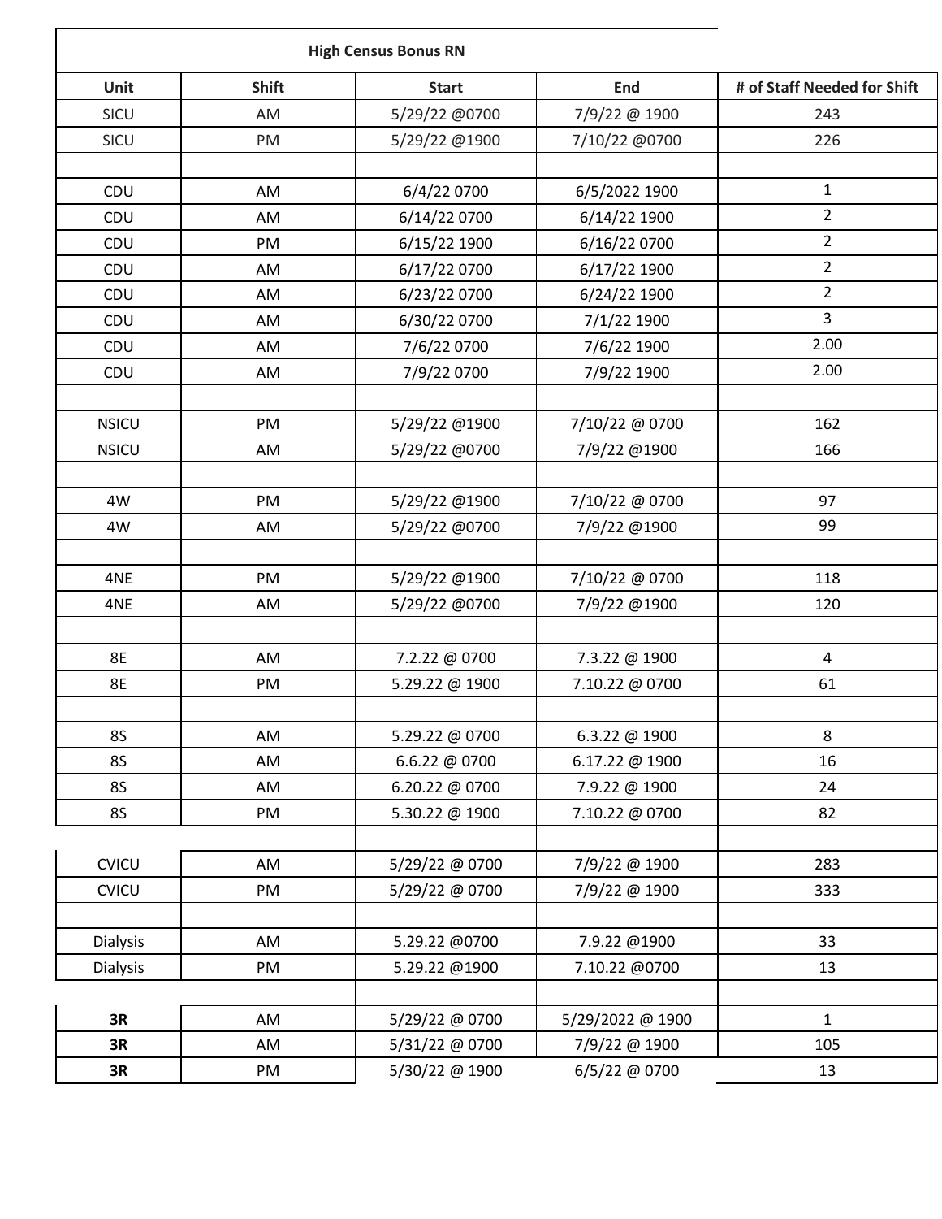## High Census Bonus RN

| Unit | Shift | Start | End | # of Staff Needed for Shift |
|---|---|---|---|---|
| SICU | AM | 5/29/22 @0700 | 7/9/22 @ 1900 | 243 |
| SICU | PM | 5/29/22 @1900 | 7/10/22 @0700 | 226 |
| | | | | |
| CDU | AM | 6/4/22 0700 | 6/5/2022 1900 | 1 |
| CDU | AM | 6/14/22 0700 | 6/14/22 1900 | 2 |
| CDU | PM | 6/15/22 1900 | 6/16/22 0700 | 2 |
| CDU | AM | 6/17/22 0700 | 6/17/22 1900 | 2 |
| CDU | AM | 6/23/22 0700 | 6/24/22 1900 | 2 |
| CDU | AM | 6/30/22 0700 | 7/1/22 1900 | 3 |
| CDU | AM | 7/6/22 0700 | 7/6/22 1900 | 2.00 |
| CDU | AM | 7/9/22 0700 | 7/9/22 1900 | 2.00 |
| | | | | |
| NSICU | PM | 5/29/22 @1900 | 7/10/22 @ 0700 | 162 |
| NSICU | AM | 5/29/22 @0700 | 7/9/22 @1900 | 166 |
| | | | | |
| 4W | PM | 5/29/22 @1900 | 7/10/22 @ 0700 | 97 |
| 4W | AM | 5/29/22 @0700 | 7/9/22 @1900 | 99 |
| | | | | |
| 4NE | PM | 5/29/22 @1900 | 7/10/22 @ 0700 | 118 |
| 4NE | AM | 5/29/22 @0700 | 7/9/22 @1900 | 120 |
| | | | | |
| 8E | AM | 7.2.22 @ 0700 | 7.3.22 @ 1900 | 4 |
| 8E | PM | 5.29.22 @ 1900 | 7.10.22 @ 0700 | 61 |
| | | | | |
| 8S | AM | 5.29.22 @ 0700 | 6.3.22 @ 1900 | 8 |
| 8S | AM | 6.6.22 @ 0700 | 6.17.22 @ 1900 | 16 |
| 8S | AM | 6.20.22 @ 0700 | 7.9.22 @ 1900 | 24 |
| 8S | PM | 5.30.22 @ 1900 | 7.10.22 @ 0700 | 82 |
| | | | | |
| CVICU | AM | 5/29/22 @ 0700 | 7/9/22 @ 1900 | 283 |
| CVICU | PM | 5/29/22 @ 0700 | 7/9/22 @ 1900 | 333 |
| | | | | |
| Dialysis | AM | 5.29.22 @0700 | 7.9.22 @1900 | 33 |
| Dialysis | PM | 5.29.22 @1900 | 7.10.22 @0700 | 13 |
| | | | | |
| **3R** | AM | 5/29/22 @ 0700 | 5/29/2022 @ 1900 | 1 |
| **3R** | AM | 5/31/22 @ 0700 | 7/9/22 @ 1900 | 105 |
| **3R** | PM | 5/30/22 @ 1900 | 6/5/22 @ 0700 | 13 |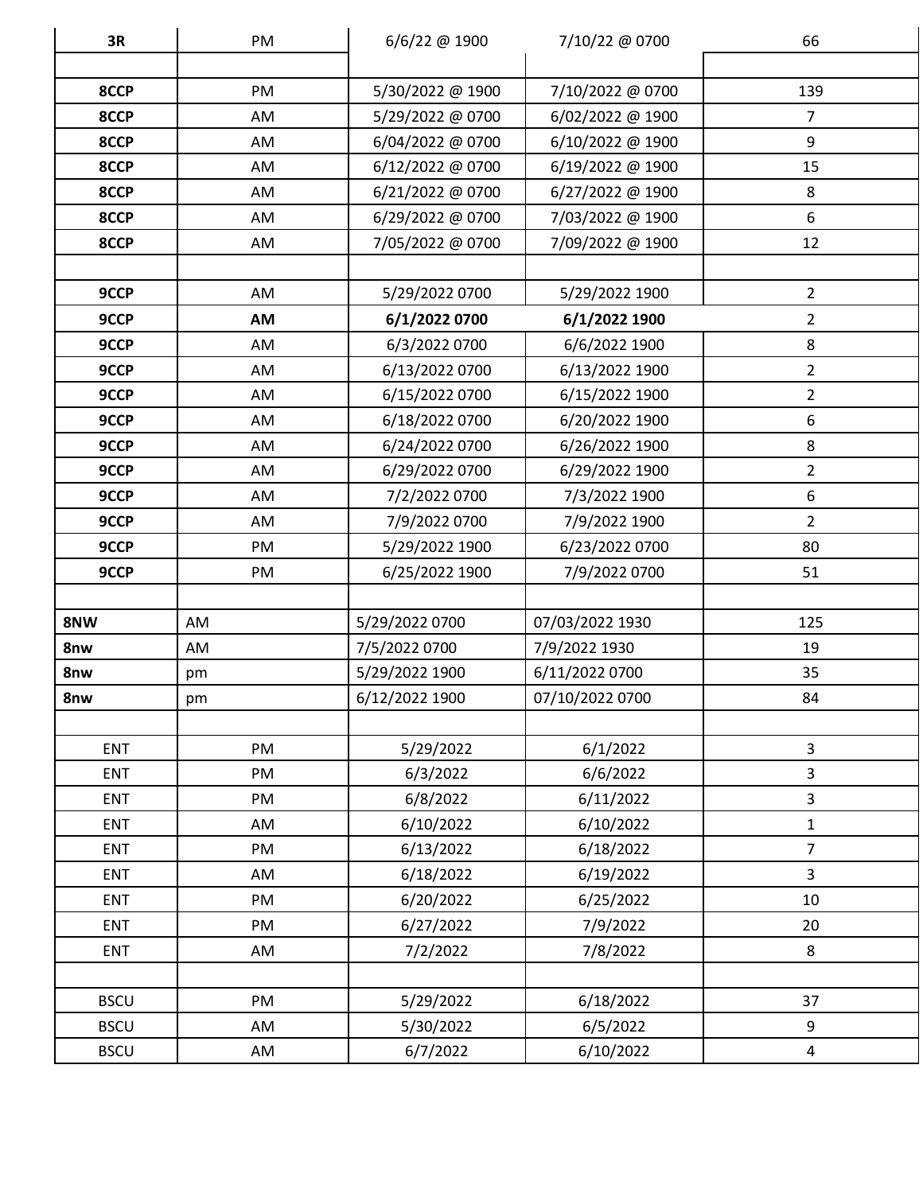| 3R | PM | 6/6/22 @ 1900 | 7/10/22 @ 0700 | 66 |
|---|---|---|---|---|
| | | | | |
| 8CCP | PM | 5/30/2022 @ 1900 | 7/10/2022 @ 0700 | 139 |
| 8CCP | AM | 5/29/2022 @ 0700 | 6/02/2022 @ 1900 | 7 |
| 8CCP | AM | 6/04/2022 @ 0700 | 6/10/2022 @ 1900 | 9 |
| 8CCP | AM | 6/12/2022 @ 0700 | 6/19/2022 @ 1900 | 15 |
| 8CCP | AM | 6/21/2022 @ 0700 | 6/27/2022 @ 1900 | 8 |
| 8CCP | AM | 6/29/2022 @ 0700 | 7/03/2022 @ 1900 | 6 |
| 8CCP | AM | 7/05/2022 @ 0700 | 7/09/2022 @ 1900 | 12 |
| | | | | |
| 9CCP | AM | 5/29/2022 0700 | 5/29/2022 1900 | 2 |
| **9CCP** | **AM** | **6/1/2022 0700** | **6/1/2022 1900** | 2 |
| 9CCP | AM | 6/3/2022 0700 | 6/6/2022 1900 | 8 |
| 9CCP | AM | 6/13/2022 0700 | 6/13/2022 1900 | 2 |
| 9CCP | AM | 6/15/2022 0700 | 6/15/2022 1900 | 2 |
| 9CCP | AM | 6/18/2022 0700 | 6/20/2022 1900 | 6 |
| 9CCP | AM | 6/24/2022 0700 | 6/26/2022 1900 | 8 |
| 9CCP | AM | 6/29/2022 0700 | 6/29/2022 1900 | 2 |
| 9CCP | AM | 7/2/2022 0700 | 7/3/2022 1900 | 6 |
| 9CCP | AM | 7/9/2022 0700 | 7/9/2022 1900 | 2 |
| 9CCP | PM | 5/29/2022 1900 | 6/23/2022 0700 | 80 |
| 9CCP | PM | 6/25/2022 1900 | 7/9/2022 0700 | 51 |
| | | | | |
| 8NW | AM | 5/29/2022 0700 | 07/03/2022 1930 | 125 |
| 8nw | AM | 7/5/2022 0700 | 7/9/2022 1930 | 19 |
| 8nw | pm | 5/29/2022 1900 | 6/11/2022 0700 | 35 |
| 8nw | pm | 6/12/2022 1900 | 07/10/2022 0700 | 84 |
| | | | | |
| ENT | PM | 5/29/2022 | 6/1/2022 | 3 |
| ENT | PM | 6/3/2022 | 6/6/2022 | 3 |
| ENT | PM | 6/8/2022 | 6/11/2022 | 3 |
| ENT | AM | 6/10/2022 | 6/10/2022 | 1 |
| ENT | PM | 6/13/2022 | 6/18/2022 | 7 |
| ENT | AM | 6/18/2022 | 6/19/2022 | 3 |
| ENT | PM | 6/20/2022 | 6/25/2022 | 10 |
| ENT | PM | 6/27/2022 | 7/9/2022 | 20 |
| ENT | AM | 7/2/2022 | 7/8/2022 | 8 |
| | | | | |
| BSCU | PM | 5/29/2022 | 6/18/2022 | 37 |
| BSCU | AM | 5/30/2022 | 6/5/2022 | 9 |
| BSCU | AM | 6/7/2022 | 6/10/2022 | 4 |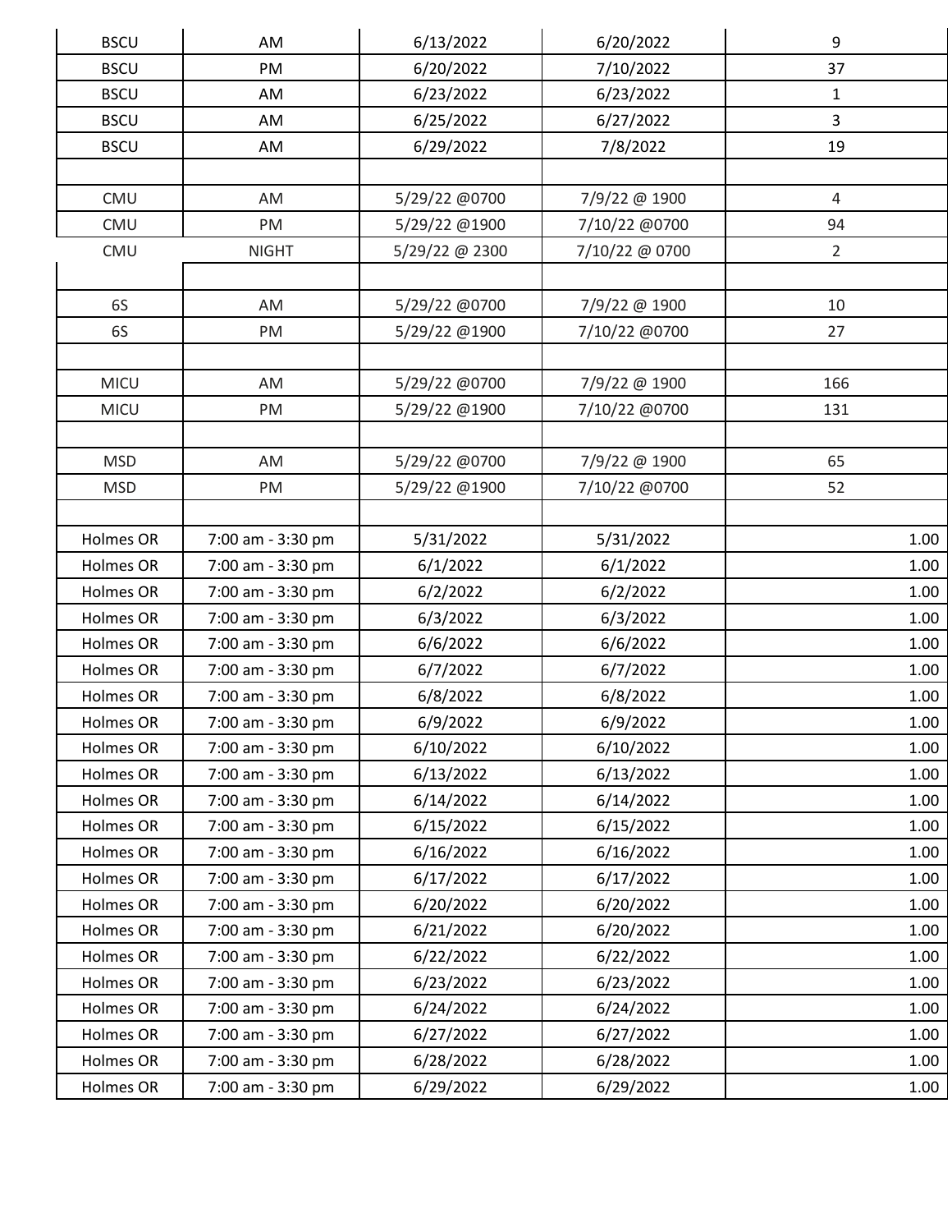| | | | | |
|---|---|---|---|---|
| BSCU | AM | 6/13/2022 | 6/20/2022 | 9 |
| BSCU | PM | 6/20/2022 | 7/10/2022 | 37 |
| BSCU | AM | 6/23/2022 | 6/23/2022 | 1 |
| BSCU | AM | 6/25/2022 | 6/27/2022 | 3 |
| BSCU | AM | 6/29/2022 | 7/8/2022 | 19 |
| | | | | |
| CMU | AM | 5/29/22 @0700 | 7/9/22 @ 1900 | 4 |
| CMU | PM | 5/29/22 @1900 | 7/10/22 @0700 | 94 |
| CMU | NIGHT | 5/29/22 @ 2300 | 7/10/22 @ 0700 | 2 |
| | | | | |
| 6S | AM | 5/29/22 @0700 | 7/9/22 @ 1900 | 10 |
| 6S | PM | 5/29/22 @1900 | 7/10/22 @0700 | 27 |
| | | | | |
| MICU | AM | 5/29/22 @0700 | 7/9/22 @ 1900 | 166 |
| MICU | PM | 5/29/22 @1900 | 7/10/22 @0700 | 131 |
| | | | | |
| MSD | AM | 5/29/22 @0700 | 7/9/22 @ 1900 | 65 |
| MSD | PM | 5/29/22 @1900 | 7/10/22 @0700 | 52 |
| | | | | |
| Holmes OR | 7:00 am - 3:30 pm | 5/31/2022 | 5/31/2022 | 1.00 |
| Holmes OR | 7:00 am - 3:30 pm | 6/1/2022 | 6/1/2022 | 1.00 |
| Holmes OR | 7:00 am - 3:30 pm | 6/2/2022 | 6/2/2022 | 1.00 |
| Holmes OR | 7:00 am - 3:30 pm | 6/3/2022 | 6/3/2022 | 1.00 |
| Holmes OR | 7:00 am - 3:30 pm | 6/6/2022 | 6/6/2022 | 1.00 |
| Holmes OR | 7:00 am - 3:30 pm | 6/7/2022 | 6/7/2022 | 1.00 |
| Holmes OR | 7:00 am - 3:30 pm | 6/8/2022 | 6/8/2022 | 1.00 |
| Holmes OR | 7:00 am - 3:30 pm | 6/9/2022 | 6/9/2022 | 1.00 |
| Holmes OR | 7:00 am - 3:30 pm | 6/10/2022 | 6/10/2022 | 1.00 |
| Holmes OR | 7:00 am - 3:30 pm | 6/13/2022 | 6/13/2022 | 1.00 |
| Holmes OR | 7:00 am - 3:30 pm | 6/14/2022 | 6/14/2022 | 1.00 |
| Holmes OR | 7:00 am - 3:30 pm | 6/15/2022 | 6/15/2022 | 1.00 |
| Holmes OR | 7:00 am - 3:30 pm | 6/16/2022 | 6/16/2022 | 1.00 |
| Holmes OR | 7:00 am - 3:30 pm | 6/17/2022 | 6/17/2022 | 1.00 |
| Holmes OR | 7:00 am - 3:30 pm | 6/20/2022 | 6/20/2022 | 1.00 |
| Holmes OR | 7:00 am - 3:30 pm | 6/21/2022 | 6/20/2022 | 1.00 |
| Holmes OR | 7:00 am - 3:30 pm | 6/22/2022 | 6/22/2022 | 1.00 |
| Holmes OR | 7:00 am - 3:30 pm | 6/23/2022 | 6/23/2022 | 1.00 |
| Holmes OR | 7:00 am - 3:30 pm | 6/24/2022 | 6/24/2022 | 1.00 |
| Holmes OR | 7:00 am - 3:30 pm | 6/27/2022 | 6/27/2022 | 1.00 |
| Holmes OR | 7:00 am - 3:30 pm | 6/28/2022 | 6/28/2022 | 1.00 |
| Holmes OR | 7:00 am - 3:30 pm | 6/29/2022 | 6/29/2022 | 1.00 |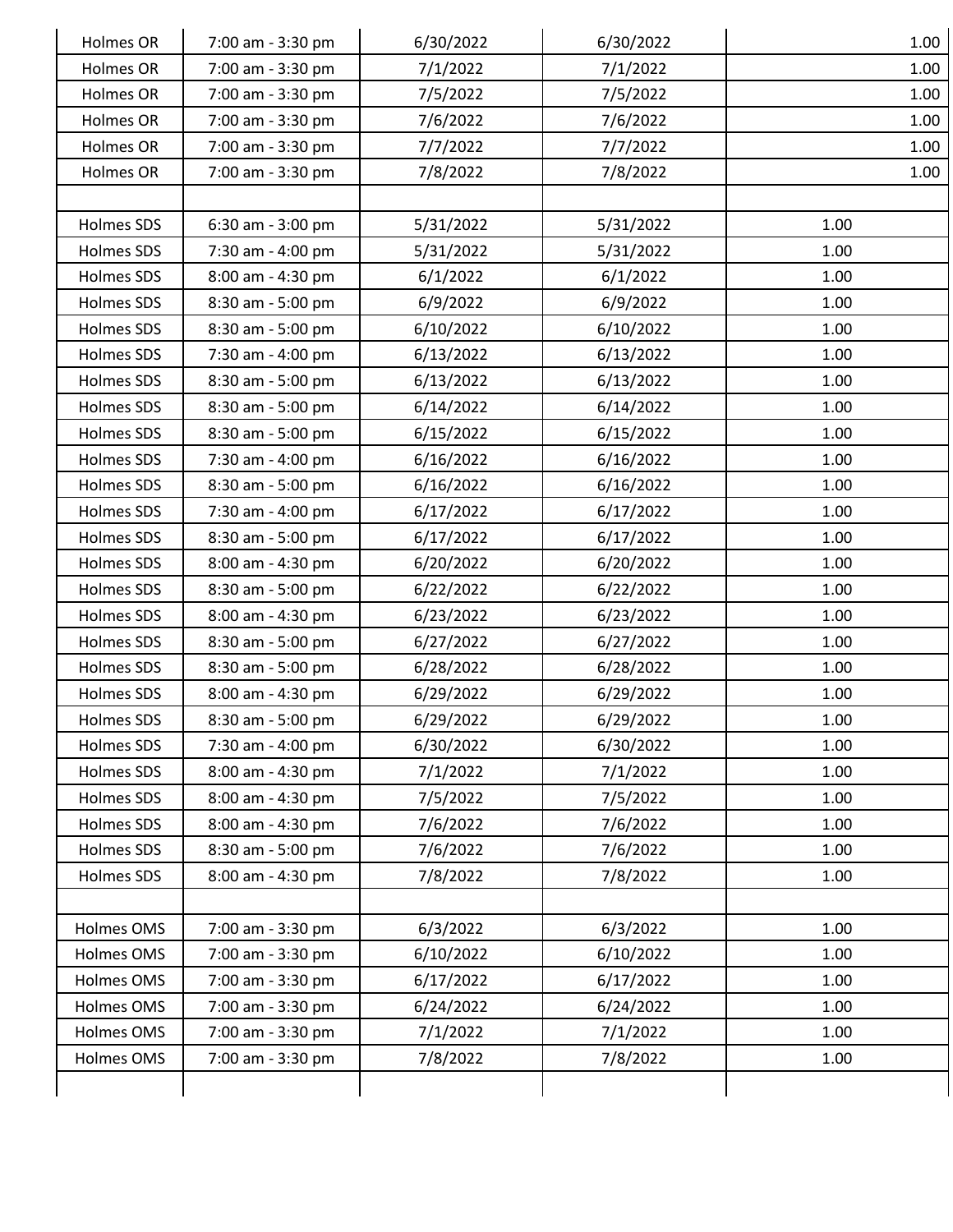| | | | | |
|---|---|---|---|---|
| Holmes OR | 7:00 am - 3:30 pm | 6/30/2022 | 6/30/2022 | 1.00 |
| Holmes OR | 7:00 am - 3:30 pm | 7/1/2022 | 7/1/2022 | 1.00 |
| Holmes OR | 7:00 am - 3:30 pm | 7/5/2022 | 7/5/2022 | 1.00 |
| Holmes OR | 7:00 am - 3:30 pm | 7/6/2022 | 7/6/2022 | 1.00 |
| Holmes OR | 7:00 am - 3:30 pm | 7/7/2022 | 7/7/2022 | 1.00 |
| Holmes OR | 7:00 am - 3:30 pm | 7/8/2022 | 7/8/2022 | 1.00 |
| | | | | |
| Holmes SDS | 6:30 am - 3:00 pm | 5/31/2022 | 5/31/2022 | 1.00 |
| Holmes SDS | 7:30 am - 4:00 pm | 5/31/2022 | 5/31/2022 | 1.00 |
| Holmes SDS | 8:00 am - 4:30 pm | 6/1/2022 | 6/1/2022 | 1.00 |
| Holmes SDS | 8:30 am - 5:00 pm | 6/9/2022 | 6/9/2022 | 1.00 |
| Holmes SDS | 8:30 am - 5:00 pm | 6/10/2022 | 6/10/2022 | 1.00 |
| Holmes SDS | 7:30 am - 4:00 pm | 6/13/2022 | 6/13/2022 | 1.00 |
| Holmes SDS | 8:30 am - 5:00 pm | 6/13/2022 | 6/13/2022 | 1.00 |
| Holmes SDS | 8:30 am - 5:00 pm | 6/14/2022 | 6/14/2022 | 1.00 |
| Holmes SDS | 8:30 am - 5:00 pm | 6/15/2022 | 6/15/2022 | 1.00 |
| Holmes SDS | 7:30 am - 4:00 pm | 6/16/2022 | 6/16/2022 | 1.00 |
| Holmes SDS | 8:30 am - 5:00 pm | 6/16/2022 | 6/16/2022 | 1.00 |
| Holmes SDS | 7:30 am - 4:00 pm | 6/17/2022 | 6/17/2022 | 1.00 |
| Holmes SDS | 8:30 am - 5:00 pm | 6/17/2022 | 6/17/2022 | 1.00 |
| Holmes SDS | 8:00 am - 4:30 pm | 6/20/2022 | 6/20/2022 | 1.00 |
| Holmes SDS | 8:30 am - 5:00 pm | 6/22/2022 | 6/22/2022 | 1.00 |
| Holmes SDS | 8:00 am - 4:30 pm | 6/23/2022 | 6/23/2022 | 1.00 |
| Holmes SDS | 8:30 am - 5:00 pm | 6/27/2022 | 6/27/2022 | 1.00 |
| Holmes SDS | 8:30 am - 5:00 pm | 6/28/2022 | 6/28/2022 | 1.00 |
| Holmes SDS | 8:00 am - 4:30 pm | 6/29/2022 | 6/29/2022 | 1.00 |
| Holmes SDS | 8:30 am - 5:00 pm | 6/29/2022 | 6/29/2022 | 1.00 |
| Holmes SDS | 7:30 am - 4:00 pm | 6/30/2022 | 6/30/2022 | 1.00 |
| Holmes SDS | 8:00 am - 4:30 pm | 7/1/2022 | 7/1/2022 | 1.00 |
| Holmes SDS | 8:00 am - 4:30 pm | 7/5/2022 | 7/5/2022 | 1.00 |
| Holmes SDS | 8:00 am - 4:30 pm | 7/6/2022 | 7/6/2022 | 1.00 |
| Holmes SDS | 8:30 am - 5:00 pm | 7/6/2022 | 7/6/2022 | 1.00 |
| Holmes SDS | 8:00 am - 4:30 pm | 7/8/2022 | 7/8/2022 | 1.00 |
| | | | | |
| Holmes OMS | 7:00 am - 3:30 pm | 6/3/2022 | 6/3/2022 | 1.00 |
| Holmes OMS | 7:00 am - 3:30 pm | 6/10/2022 | 6/10/2022 | 1.00 |
| Holmes OMS | 7:00 am - 3:30 pm | 6/17/2022 | 6/17/2022 | 1.00 |
| Holmes OMS | 7:00 am - 3:30 pm | 6/24/2022 | 6/24/2022 | 1.00 |
| Holmes OMS | 7:00 am - 3:30 pm | 7/1/2022 | 7/1/2022 | 1.00 |
| Holmes OMS | 7:00 am - 3:30 pm | 7/8/2022 | 7/8/2022 | 1.00 |
| | | | | |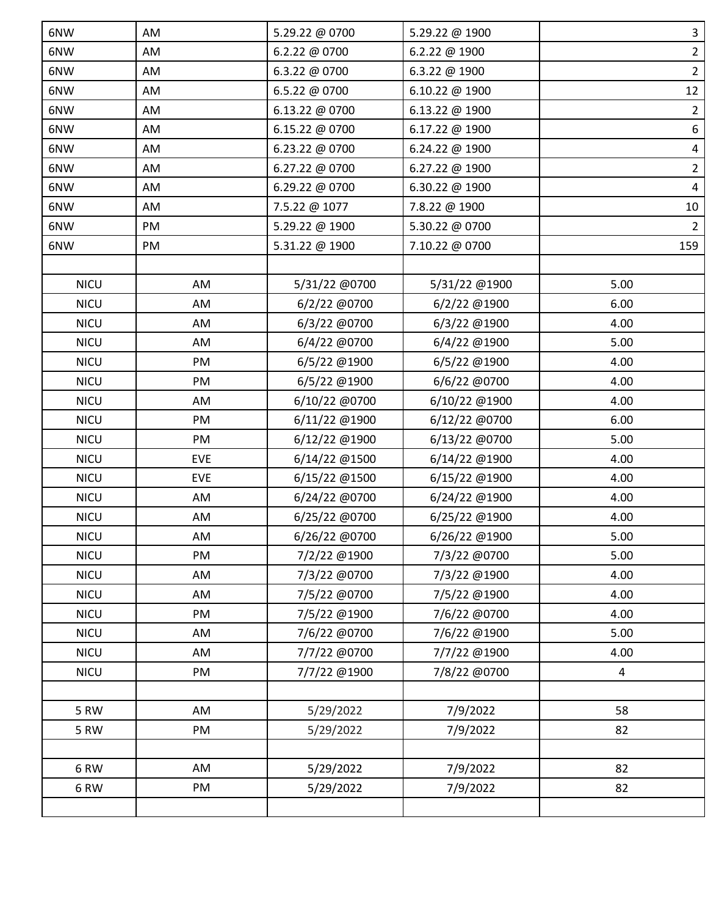| | | | | |
|---|---|---|---|---|
| 6NW | AM | 5.29.22 @ 0700 | 5.29.22 @ 1900 | 3 |
| 6NW | AM | 6.2.22 @ 0700 | 6.2.22 @ 1900 | 2 |
| 6NW | AM | 6.3.22 @ 0700 | 6.3.22 @ 1900 | 2 |
| 6NW | AM | 6.5.22 @ 0700 | 6.10.22 @ 1900 | 12 |
| 6NW | AM | 6.13.22 @ 0700 | 6.13.22 @ 1900 | 2 |
| 6NW | AM | 6.15.22 @ 0700 | 6.17.22 @ 1900 | 6 |
| 6NW | AM | 6.23.22 @ 0700 | 6.24.22 @ 1900 | 4 |
| 6NW | AM | 6.27.22 @ 0700 | 6.27.22 @ 1900 | 2 |
| 6NW | AM | 6.29.22 @ 0700 | 6.30.22 @ 1900 | 4 |
| 6NW | AM | 7.5.22 @ 1077 | 7.8.22 @ 1900 | 10 |
| 6NW | PM | 5.29.22 @ 1900 | 5.30.22 @ 0700 | 2 |
| 6NW | PM | 5.31.22 @ 1900 | 7.10.22 @ 0700 | 159 |
| | | | | |
| NICU | AM | 5/31/22 @0700 | 5/31/22 @1900 | 5.00 |
| NICU | AM | 6/2/22 @0700 | 6/2/22 @1900 | 6.00 |
| NICU | AM | 6/3/22 @0700 | 6/3/22 @1900 | 4.00 |
| NICU | AM | 6/4/22 @0700 | 6/4/22 @1900 | 5.00 |
| NICU | PM | 6/5/22 @1900 | 6/5/22 @1900 | 4.00 |
| NICU | PM | 6/5/22 @1900 | 6/6/22 @0700 | 4.00 |
| NICU | AM | 6/10/22 @0700 | 6/10/22 @1900 | 4.00 |
| NICU | PM | 6/11/22 @1900 | 6/12/22 @0700 | 6.00 |
| NICU | PM | 6/12/22 @1900 | 6/13/22 @0700 | 5.00 |
| NICU | EVE | 6/14/22 @1500 | 6/14/22 @1900 | 4.00 |
| NICU | EVE | 6/15/22 @1500 | 6/15/22 @1900 | 4.00 |
| NICU | AM | 6/24/22 @0700 | 6/24/22 @1900 | 4.00 |
| NICU | AM | 6/25/22 @0700 | 6/25/22 @1900 | 4.00 |
| NICU | AM | 6/26/22 @0700 | 6/26/22 @1900 | 5.00 |
| NICU | PM | 7/2/22 @1900 | 7/3/22 @0700 | 5.00 |
| NICU | AM | 7/3/22 @0700 | 7/3/22 @1900 | 4.00 |
| NICU | AM | 7/5/22 @0700 | 7/5/22 @1900 | 4.00 |
| NICU | PM | 7/5/22 @1900 | 7/6/22 @0700 | 4.00 |
| NICU | AM | 7/6/22 @0700 | 7/6/22 @1900 | 5.00 |
| NICU | AM | 7/7/22 @0700 | 7/7/22 @1900 | 4.00 |
| NICU | PM | 7/7/22 @1900 | 7/8/22 @0700 | 4 |
| | | | | |
| 5 RW | AM | 5/29/2022 | 7/9/2022 | 58 |
| 5 RW | PM | 5/29/2022 | 7/9/2022 | 82 |
| | | | | |
| 6 RW | AM | 5/29/2022 | 7/9/2022 | 82 |
| 6 RW | PM | 5/29/2022 | 7/9/2022 | 82 |
| | | | | |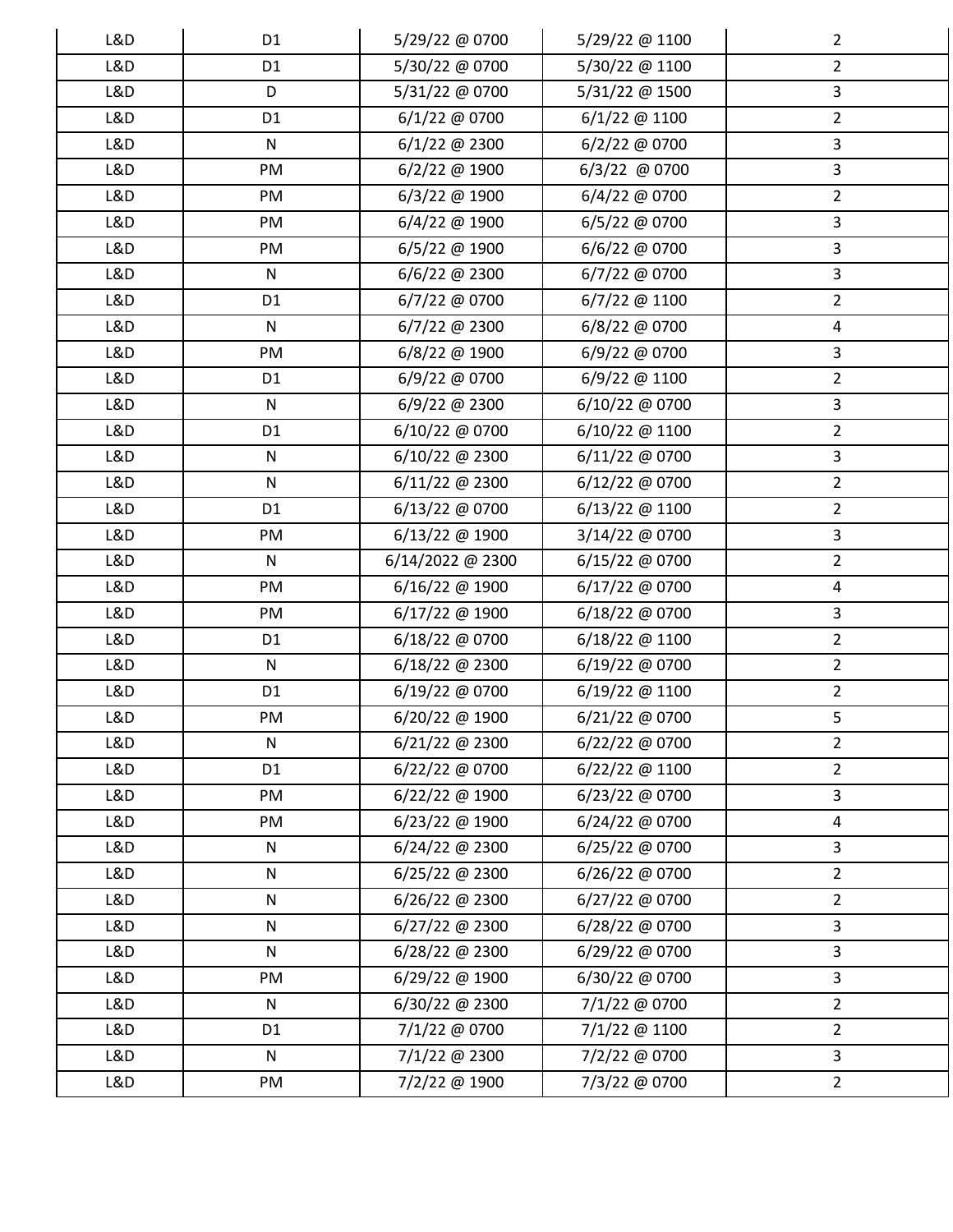| | | | | |
|---|---|---|---|---|
| L&D | D1 | 5/29/22 @ 0700 | 5/29/22 @ 1100 | 2 |
| L&D | D1 | 5/30/22 @ 0700 | 5/30/22 @ 1100 | 2 |
| L&D | D | 5/31/22 @ 0700 | 5/31/22 @ 1500 | 3 |
| L&D | D1 | 6/1/22 @ 0700 | 6/1/22 @ 1100 | 2 |
| L&D | N | 6/1/22 @ 2300 | 6/2/22 @ 0700 | 3 |
| L&D | PM | 6/2/22 @ 1900 | 6/3/22 @ 0700 | 3 |
| L&D | PM | 6/3/22 @ 1900 | 6/4/22 @ 0700 | 2 |
| L&D | PM | 6/4/22 @ 1900 | 6/5/22 @ 0700 | 3 |
| L&D | PM | 6/5/22 @ 1900 | 6/6/22 @ 0700 | 3 |
| L&D | N | 6/6/22 @ 2300 | 6/7/22 @ 0700 | 3 |
| L&D | D1 | 6/7/22 @ 0700 | 6/7/22 @ 1100 | 2 |
| L&D | N | 6/7/22 @ 2300 | 6/8/22 @ 0700 | 4 |
| L&D | PM | 6/8/22 @ 1900 | 6/9/22 @ 0700 | 3 |
| L&D | D1 | 6/9/22 @ 0700 | 6/9/22 @ 1100 | 2 |
| L&D | N | 6/9/22 @ 2300 | 6/10/22 @ 0700 | 3 |
| L&D | D1 | 6/10/22 @ 0700 | 6/10/22 @ 1100 | 2 |
| L&D | N | 6/10/22 @ 2300 | 6/11/22 @ 0700 | 3 |
| L&D | N | 6/11/22 @ 2300 | 6/12/22 @ 0700 | 2 |
| L&D | D1 | 6/13/22 @ 0700 | 6/13/22 @ 1100 | 2 |
| L&D | PM | 6/13/22 @ 1900 | 3/14/22 @ 0700 | 3 |
| L&D | N | 6/14/2022 @ 2300 | 6/15/22 @ 0700 | 2 |
| L&D | PM | 6/16/22 @ 1900 | 6/17/22 @ 0700 | 4 |
| L&D | PM | 6/17/22 @ 1900 | 6/18/22 @ 0700 | 3 |
| L&D | D1 | 6/18/22 @ 0700 | 6/18/22 @ 1100 | 2 |
| L&D | N | 6/18/22 @ 2300 | 6/19/22 @ 0700 | 2 |
| L&D | D1 | 6/19/22 @ 0700 | 6/19/22 @ 1100 | 2 |
| L&D | PM | 6/20/22 @ 1900 | 6/21/22 @ 0700 | 5 |
| L&D | N | 6/21/22 @ 2300 | 6/22/22 @ 0700 | 2 |
| L&D | D1 | 6/22/22 @ 0700 | 6/22/22 @ 1100 | 2 |
| L&D | PM | 6/22/22 @ 1900 | 6/23/22 @ 0700 | 3 |
| L&D | PM | 6/23/22 @ 1900 | 6/24/22 @ 0700 | 4 |
| L&D | N | 6/24/22 @ 2300 | 6/25/22 @ 0700 | 3 |
| L&D | N | 6/25/22 @ 2300 | 6/26/22 @ 0700 | 2 |
| L&D | N | 6/26/22 @ 2300 | 6/27/22 @ 0700 | 2 |
| L&D | N | 6/27/22 @ 2300 | 6/28/22 @ 0700 | 3 |
| L&D | N | 6/28/22 @ 2300 | 6/29/22 @ 0700 | 3 |
| L&D | PM | 6/29/22 @ 1900 | 6/30/22 @ 0700 | 3 |
| L&D | N | 6/30/22 @ 2300 | 7/1/22 @ 0700 | 2 |
| L&D | D1 | 7/1/22 @ 0700 | 7/1/22 @ 1100 | 2 |
| L&D | N | 7/1/22 @ 2300 | 7/2/22 @ 0700 | 3 |
| L&D | PM | 7/2/22 @ 1900 | 7/3/22 @ 0700 | 2 |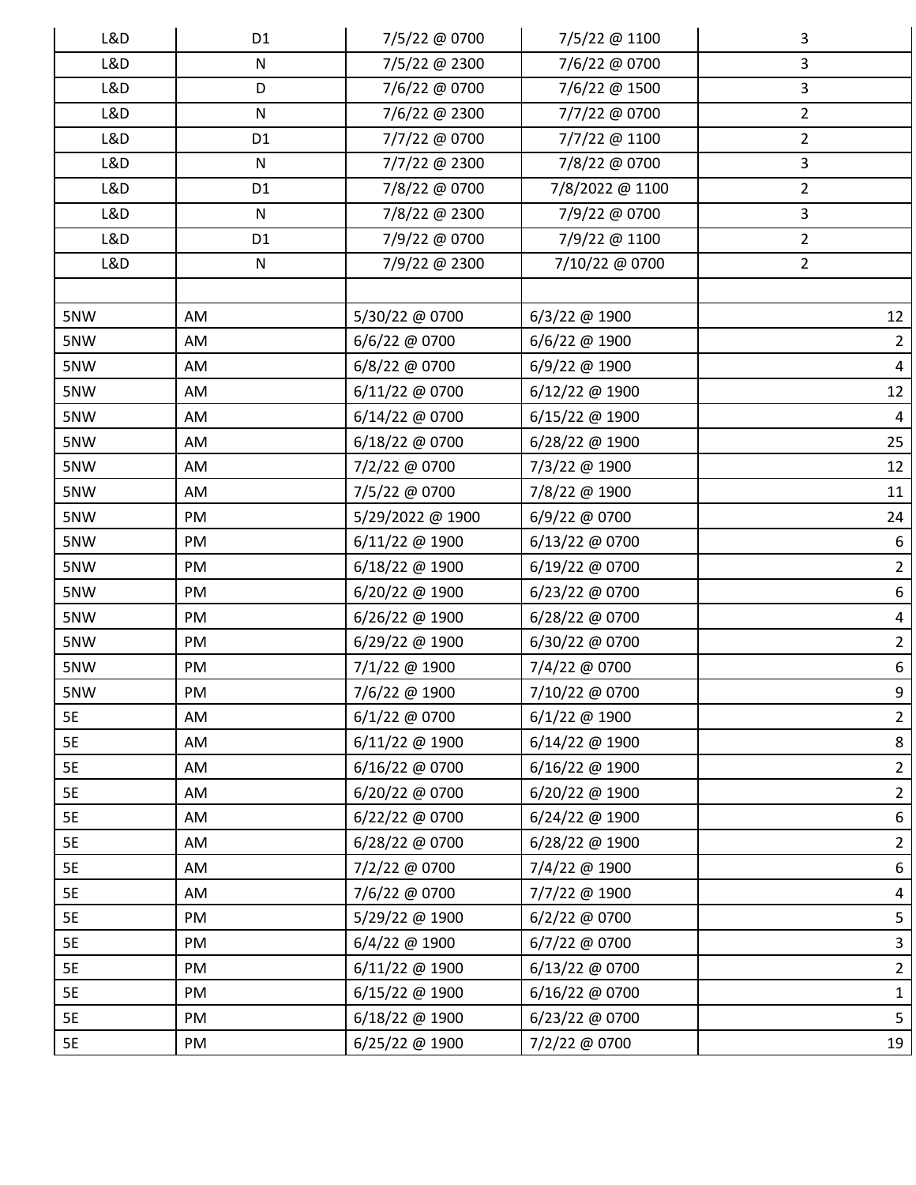| L&D | D1 | 7/5/22 @ 0700 | 7/5/22 @ 1100 | 3 |
|---|---|---|---|---|
| L&D | N | 7/5/22 @ 2300 | 7/6/22 @ 0700 | 3 |
| L&D | D | 7/6/22 @ 0700 | 7/6/22 @ 1500 | 3 |
| L&D | N | 7/6/22 @ 2300 | 7/7/22 @ 0700 | 2 |
| L&D | D1 | 7/7/22 @ 0700 | 7/7/22 @ 1100 | 2 |
| L&D | N | 7/7/22 @ 2300 | 7/8/22 @ 0700 | 3 |
| L&D | D1 | 7/8/22 @ 0700 | 7/8/2022 @ 1100 | 2 |
| L&D | N | 7/8/22 @ 2300 | 7/9/22 @ 0700 | 3 |
| L&D | D1 | 7/9/22 @ 0700 | 7/9/22 @ 1100 | 2 |
| L&D | N | 7/9/22 @ 2300 | 7/10/22 @ 0700 | 2 |
| | | | | |
| 5NW | AM | 5/30/22 @ 0700 | 6/3/22 @ 1900 | 12 |
| 5NW | AM | 6/6/22 @ 0700 | 6/6/22 @ 1900 | 2 |
| 5NW | AM | 6/8/22 @ 0700 | 6/9/22 @ 1900 | 4 |
| 5NW | AM | 6/11/22 @ 0700 | 6/12/22 @ 1900 | 12 |
| 5NW | AM | 6/14/22 @ 0700 | 6/15/22 @ 1900 | 4 |
| 5NW | AM | 6/18/22 @ 0700 | 6/28/22 @ 1900 | 25 |
| 5NW | AM | 7/2/22 @ 0700 | 7/3/22 @ 1900 | 12 |
| 5NW | AM | 7/5/22 @ 0700 | 7/8/22 @ 1900 | 11 |
| 5NW | PM | 5/29/2022 @ 1900 | 6/9/22 @ 0700 | 24 |
| 5NW | PM | 6/11/22 @ 1900 | 6/13/22 @ 0700 | 6 |
| 5NW | PM | 6/18/22 @ 1900 | 6/19/22 @ 0700 | 2 |
| 5NW | PM | 6/20/22 @ 1900 | 6/23/22 @ 0700 | 6 |
| 5NW | PM | 6/26/22 @ 1900 | 6/28/22 @ 0700 | 4 |
| 5NW | PM | 6/29/22 @ 1900 | 6/30/22 @ 0700 | 2 |
| 5NW | PM | 7/1/22 @ 1900 | 7/4/22 @ 0700 | 6 |
| 5NW | PM | 7/6/22 @ 1900 | 7/10/22 @ 0700 | 9 |
| 5E | AM | 6/1/22 @ 0700 | 6/1/22 @ 1900 | 2 |
| 5E | AM | 6/11/22 @ 1900 | 6/14/22 @ 1900 | 8 |
| 5E | AM | 6/16/22 @ 0700 | 6/16/22 @ 1900 | 2 |
| 5E | AM | 6/20/22 @ 0700 | 6/20/22 @ 1900 | 2 |
| 5E | AM | 6/22/22 @ 0700 | 6/24/22 @ 1900 | 6 |
| 5E | AM | 6/28/22 @ 0700 | 6/28/22 @ 1900 | 2 |
| 5E | AM | 7/2/22 @ 0700 | 7/4/22 @ 1900 | 6 |
| 5E | AM | 7/6/22 @ 0700 | 7/7/22 @ 1900 | 4 |
| 5E | PM | 5/29/22 @ 1900 | 6/2/22 @ 0700 | 5 |
| 5E | PM | 6/4/22 @ 1900 | 6/7/22 @ 0700 | 3 |
| 5E | PM | 6/11/22 @ 1900 | 6/13/22 @ 0700 | 2 |
| 5E | PM | 6/15/22 @ 1900 | 6/16/22 @ 0700 | 1 |
| 5E | PM | 6/18/22 @ 1900 | 6/23/22 @ 0700 | 5 |
| 5E | PM | 6/25/22 @ 1900 | 7/2/22 @ 0700 | 19 |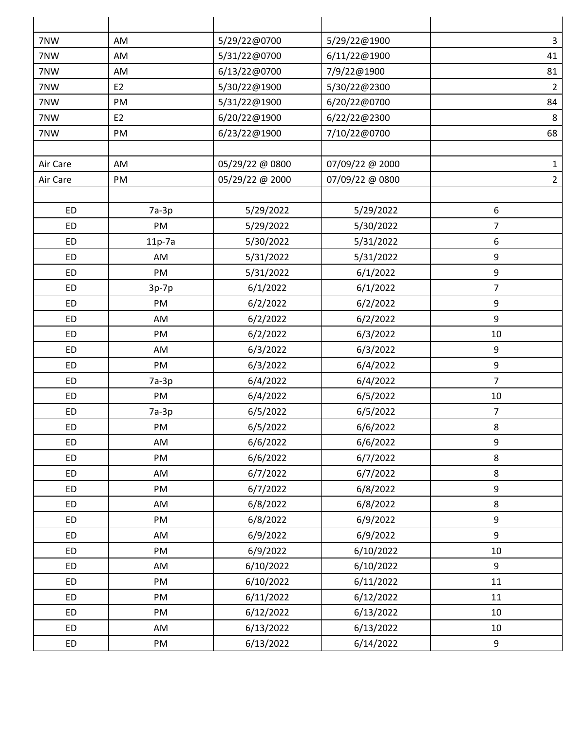| | | | | |
|---|---|---|---|---|
| 7NW | AM | 5/29/22@0700 | 5/29/22@1900 | 3 |
| 7NW | AM | 5/31/22@0700 | 6/11/22@1900 | 41 |
| 7NW | AM | 6/13/22@0700 | 7/9/22@1900 | 81 |
| 7NW | E2 | 5/30/22@1900 | 5/30/22@2300 | 2 |
| 7NW | PM | 5/31/22@1900 | 6/20/22@0700 | 84 |
| 7NW | E2 | 6/20/22@1900 | 6/22/22@2300 | 8 |
| 7NW | PM | 6/23/22@1900 | 7/10/22@0700 | 68 |
| | | | | |
| Air Care | AM | 05/29/22 @ 0800 | 07/09/22 @ 2000 | 1 |
| Air Care | PM | 05/29/22 @ 2000 | 07/09/22 @ 0800 | 2 |
| | | | | |
| ED | 7a-3p | 5/29/2022 | 5/29/2022 | 6 |
| ED | PM | 5/29/2022 | 5/30/2022 | 7 |
| ED | 11p-7a | 5/30/2022 | 5/31/2022 | 6 |
| ED | AM | 5/31/2022 | 5/31/2022 | 9 |
| ED | PM | 5/31/2022 | 6/1/2022 | 9 |
| ED | 3p-7p | 6/1/2022 | 6/1/2022 | 7 |
| ED | PM | 6/2/2022 | 6/2/2022 | 9 |
| ED | AM | 6/2/2022 | 6/2/2022 | 9 |
| ED | PM | 6/2/2022 | 6/3/2022 | 10 |
| ED | AM | 6/3/2022 | 6/3/2022 | 9 |
| ED | PM | 6/3/2022 | 6/4/2022 | 9 |
| ED | 7a-3p | 6/4/2022 | 6/4/2022 | 7 |
| ED | PM | 6/4/2022 | 6/5/2022 | 10 |
| ED | 7a-3p | 6/5/2022 | 6/5/2022 | 7 |
| ED | PM | 6/5/2022 | 6/6/2022 | 8 |
| ED | AM | 6/6/2022 | 6/6/2022 | 9 |
| ED | PM | 6/6/2022 | 6/7/2022 | 8 |
| ED | AM | 6/7/2022 | 6/7/2022 | 8 |
| ED | PM | 6/7/2022 | 6/8/2022 | 9 |
| ED | AM | 6/8/2022 | 6/8/2022 | 8 |
| ED | PM | 6/8/2022 | 6/9/2022 | 9 |
| ED | AM | 6/9/2022 | 6/9/2022 | 9 |
| ED | PM | 6/9/2022 | 6/10/2022 | 10 |
| ED | AM | 6/10/2022 | 6/10/2022 | 9 |
| ED | PM | 6/10/2022 | 6/11/2022 | 11 |
| ED | PM | 6/11/2022 | 6/12/2022 | 11 |
| ED | PM | 6/12/2022 | 6/13/2022 | 10 |
| ED | AM | 6/13/2022 | 6/13/2022 | 10 |
| ED | PM | 6/13/2022 | 6/14/2022 | 9 |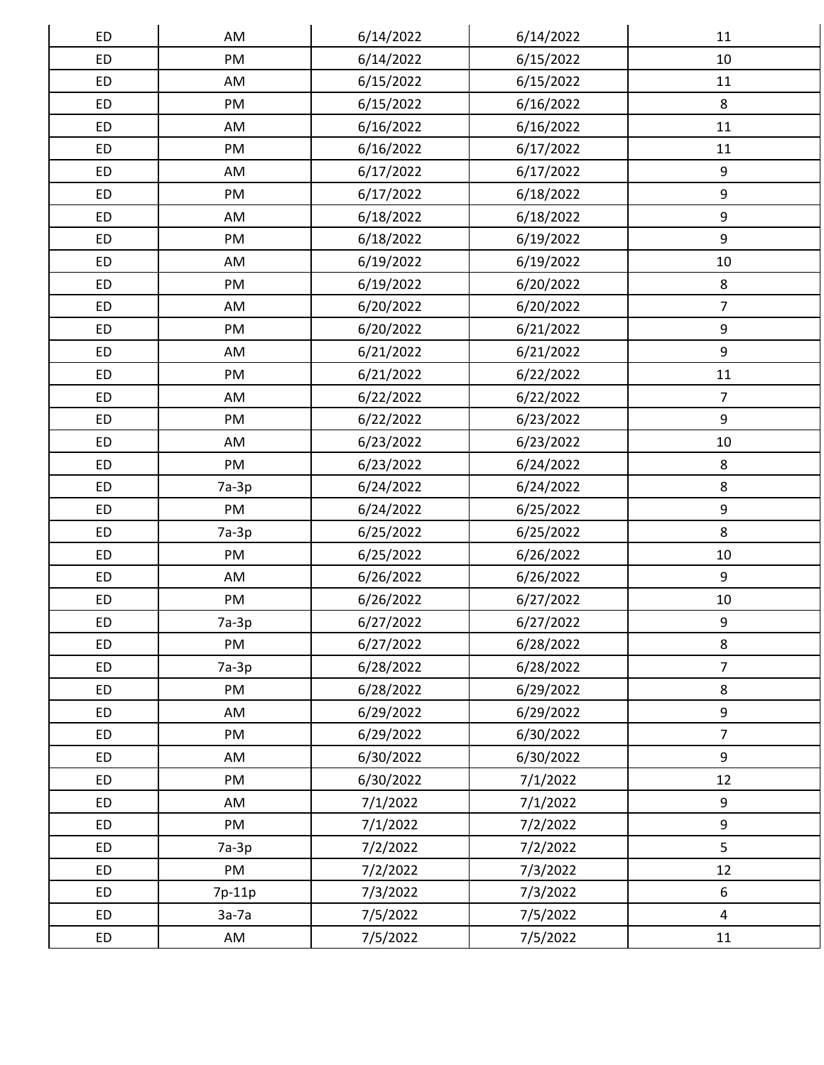| | | | | |
|---|---|---|---|---|
| ED | AM | 6/14/2022 | 6/14/2022 | 11 |
| ED | PM | 6/14/2022 | 6/15/2022 | 10 |
| ED | AM | 6/15/2022 | 6/15/2022 | 11 |
| ED | PM | 6/15/2022 | 6/16/2022 | 8 |
| ED | AM | 6/16/2022 | 6/16/2022 | 11 |
| ED | PM | 6/16/2022 | 6/17/2022 | 11 |
| ED | AM | 6/17/2022 | 6/17/2022 | 9 |
| ED | PM | 6/17/2022 | 6/18/2022 | 9 |
| ED | AM | 6/18/2022 | 6/18/2022 | 9 |
| ED | PM | 6/18/2022 | 6/19/2022 | 9 |
| ED | AM | 6/19/2022 | 6/19/2022 | 10 |
| ED | PM | 6/19/2022 | 6/20/2022 | 8 |
| ED | AM | 6/20/2022 | 6/20/2022 | 7 |
| ED | PM | 6/20/2022 | 6/21/2022 | 9 |
| ED | AM | 6/21/2022 | 6/21/2022 | 9 |
| ED | PM | 6/21/2022 | 6/22/2022 | 11 |
| ED | AM | 6/22/2022 | 6/22/2022 | 7 |
| ED | PM | 6/22/2022 | 6/23/2022 | 9 |
| ED | AM | 6/23/2022 | 6/23/2022 | 10 |
| ED | PM | 6/23/2022 | 6/24/2022 | 8 |
| ED | 7a-3p | 6/24/2022 | 6/24/2022 | 8 |
| ED | PM | 6/24/2022 | 6/25/2022 | 9 |
| ED | 7a-3p | 6/25/2022 | 6/25/2022 | 8 |
| ED | PM | 6/25/2022 | 6/26/2022 | 10 |
| ED | AM | 6/26/2022 | 6/26/2022 | 9 |
| ED | PM | 6/26/2022 | 6/27/2022 | 10 |
| ED | 7a-3p | 6/27/2022 | 6/27/2022 | 9 |
| ED | PM | 6/27/2022 | 6/28/2022 | 8 |
| ED | 7a-3p | 6/28/2022 | 6/28/2022 | 7 |
| ED | PM | 6/28/2022 | 6/29/2022 | 8 |
| ED | AM | 6/29/2022 | 6/29/2022 | 9 |
| ED | PM | 6/29/2022 | 6/30/2022 | 7 |
| ED | AM | 6/30/2022 | 6/30/2022 | 9 |
| ED | PM | 6/30/2022 | 7/1/2022 | 12 |
| ED | AM | 7/1/2022 | 7/1/2022 | 9 |
| ED | PM | 7/1/2022 | 7/2/2022 | 9 |
| ED | 7a-3p | 7/2/2022 | 7/2/2022 | 5 |
| ED | PM | 7/2/2022 | 7/3/2022 | 12 |
| ED | 7p-11p | 7/3/2022 | 7/3/2022 | 6 |
| ED | 3a-7a | 7/5/2022 | 7/5/2022 | 4 |
| ED | AM | 7/5/2022 | 7/5/2022 | 11 |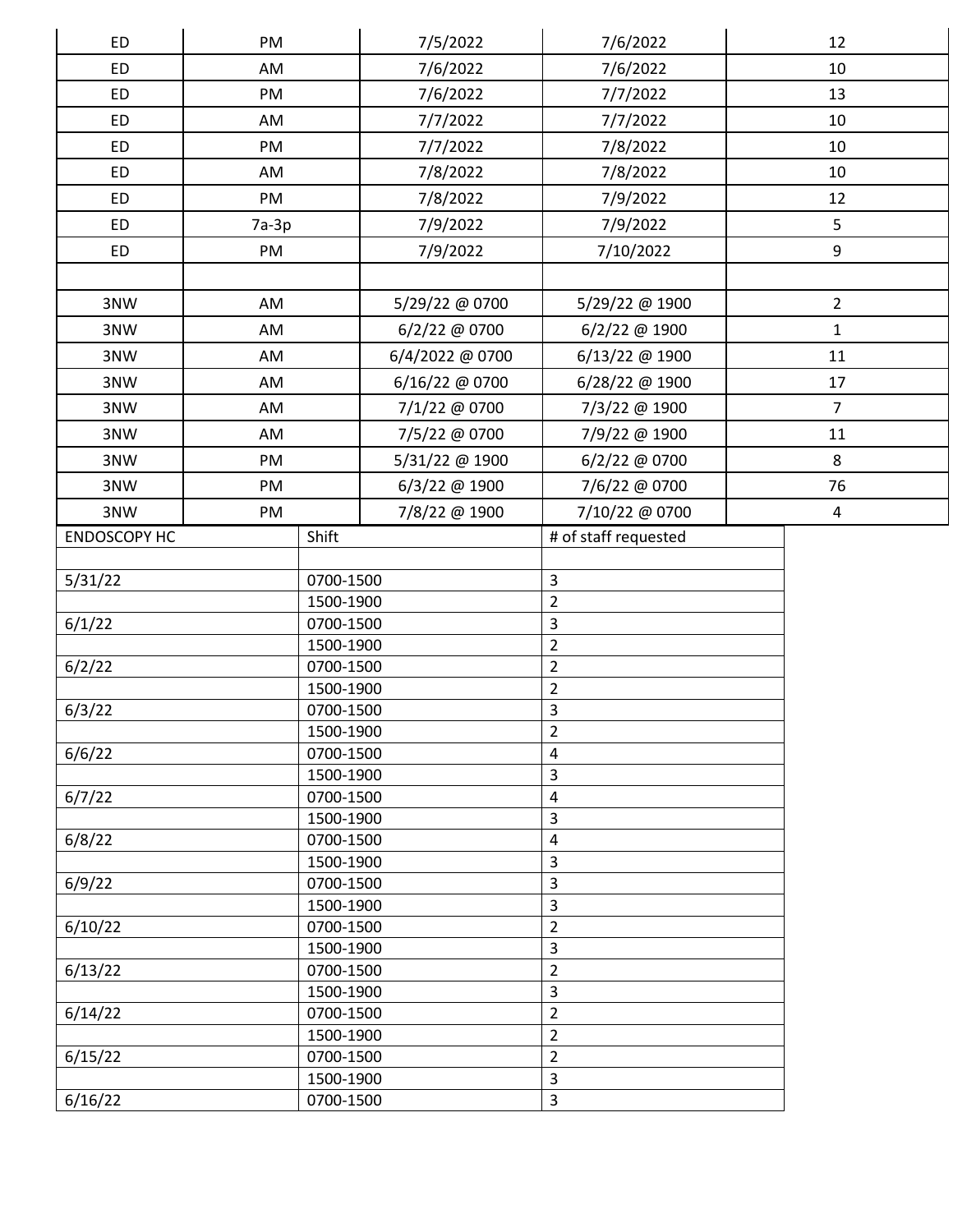| | | | | |
|---|---|---|---|---|
| ED | PM | 7/5/2022 | 7/6/2022 | 12 |
| ED | AM | 7/6/2022 | 7/6/2022 | 10 |
| ED | PM | 7/6/2022 | 7/7/2022 | 13 |
| ED | AM | 7/7/2022 | 7/7/2022 | 10 |
| ED | PM | 7/7/2022 | 7/8/2022 | 10 |
| ED | AM | 7/8/2022 | 7/8/2022 | 10 |
| ED | PM | 7/8/2022 | 7/9/2022 | 12 |
| ED | 7a-3p | 7/9/2022 | 7/9/2022 | 5 |
| ED | PM | 7/9/2022 | 7/10/2022 | 9 |
| | | | | |
| 3NW | AM | 5/29/22 @ 0700 | 5/29/22 @ 1900 | 2 |
| 3NW | AM | 6/2/22 @ 0700 | 6/2/22 @ 1900 | 1 |
| 3NW | AM | 6/4/2022 @ 0700 | 6/13/22 @ 1900 | 11 |
| 3NW | AM | 6/16/22 @ 0700 | 6/28/22 @ 1900 | 17 |
| 3NW | AM | 7/1/22 @ 0700 | 7/3/22 @ 1900 | 7 |
| 3NW | AM | 7/5/22 @ 0700 | 7/9/22 @ 1900 | 11 |
| 3NW | PM | 5/31/22 @ 1900 | 6/2/22 @ 0700 | 8 |
| 3NW | PM | 6/3/22 @ 1900 | 7/6/22 @ 0700 | 76 |
| 3NW | PM | 7/8/22 @ 1900 | 7/10/22 @ 0700 | 4 |

| ENDOSCOPY HC | Shift | # of staff requested |
|---|---|---|
| | | |
| 5/31/22 | 0700-1500 | 3 |
| | 1500-1900 | 2 |
| 6/1/22 | 0700-1500 | 3 |
| | 1500-1900 | 2 |
| 6/2/22 | 0700-1500 | 2 |
| | 1500-1900 | 2 |
| 6/3/22 | 0700-1500 | 3 |
| | 1500-1900 | 2 |
| 6/6/22 | 0700-1500 | 4 |
| | 1500-1900 | 3 |
| 6/7/22 | 0700-1500 | 4 |
| | 1500-1900 | 3 |
| 6/8/22 | 0700-1500 | 4 |
| | 1500-1900 | 3 |
| 6/9/22 | 0700-1500 | 3 |
| | 1500-1900 | 3 |
| 6/10/22 | 0700-1500 | 2 |
| | 1500-1900 | 3 |
| 6/13/22 | 0700-1500 | 2 |
| | 1500-1900 | 3 |
| 6/14/22 | 0700-1500 | 2 |
| | 1500-1900 | 2 |
| 6/15/22 | 0700-1500 | 2 |
| | 1500-1900 | 3 |
| 6/16/22 | 0700-1500 | 3 |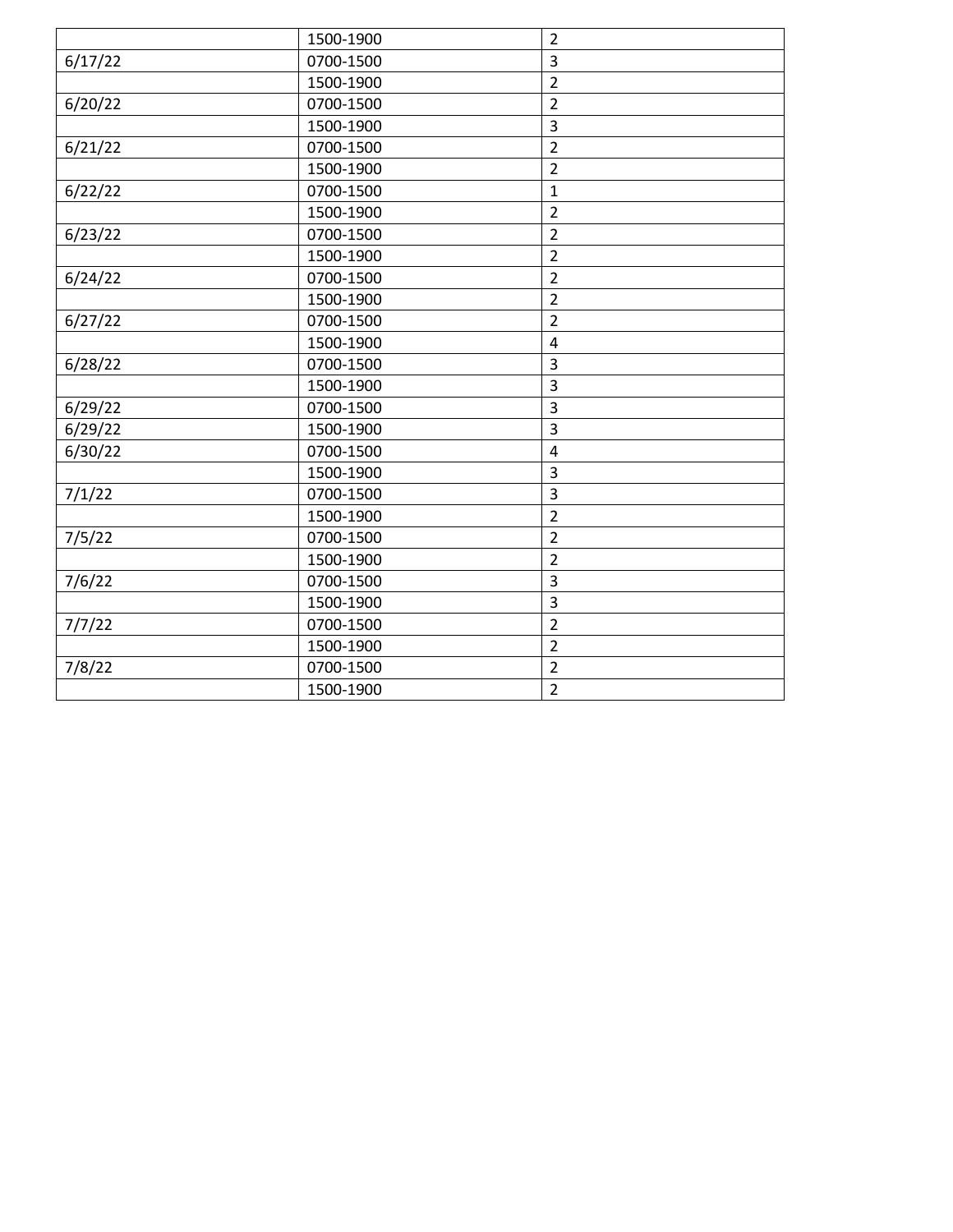| | | |
|---|---|---|
| | 1500-1900 | 2 |
| 6/17/22 | 0700-1500 | 3 |
| | 1500-1900 | 2 |
| 6/20/22 | 0700-1500 | 2 |
| | 1500-1900 | 3 |
| 6/21/22 | 0700-1500 | 2 |
| | 1500-1900 | 2 |
| 6/22/22 | 0700-1500 | 1 |
| | 1500-1900 | 2 |
| 6/23/22 | 0700-1500 | 2 |
| | 1500-1900 | 2 |
| 6/24/22 | 0700-1500 | 2 |
| | 1500-1900 | 2 |
| 6/27/22 | 0700-1500 | 2 |
| | 1500-1900 | 4 |
| 6/28/22 | 0700-1500 | 3 |
| | 1500-1900 | 3 |
| 6/29/22 | 0700-1500 | 3 |
| 6/29/22 | 1500-1900 | 3 |
| 6/30/22 | 0700-1500 | 4 |
| | 1500-1900 | 3 |
| 7/1/22 | 0700-1500 | 3 |
| | 1500-1900 | 2 |
| 7/5/22 | 0700-1500 | 2 |
| | 1500-1900 | 2 |
| 7/6/22 | 0700-1500 | 3 |
| | 1500-1900 | 3 |
| 7/7/22 | 0700-1500 | 2 |
| | 1500-1900 | 2 |
| 7/8/22 | 0700-1500 | 2 |
| | 1500-1900 | 2 |